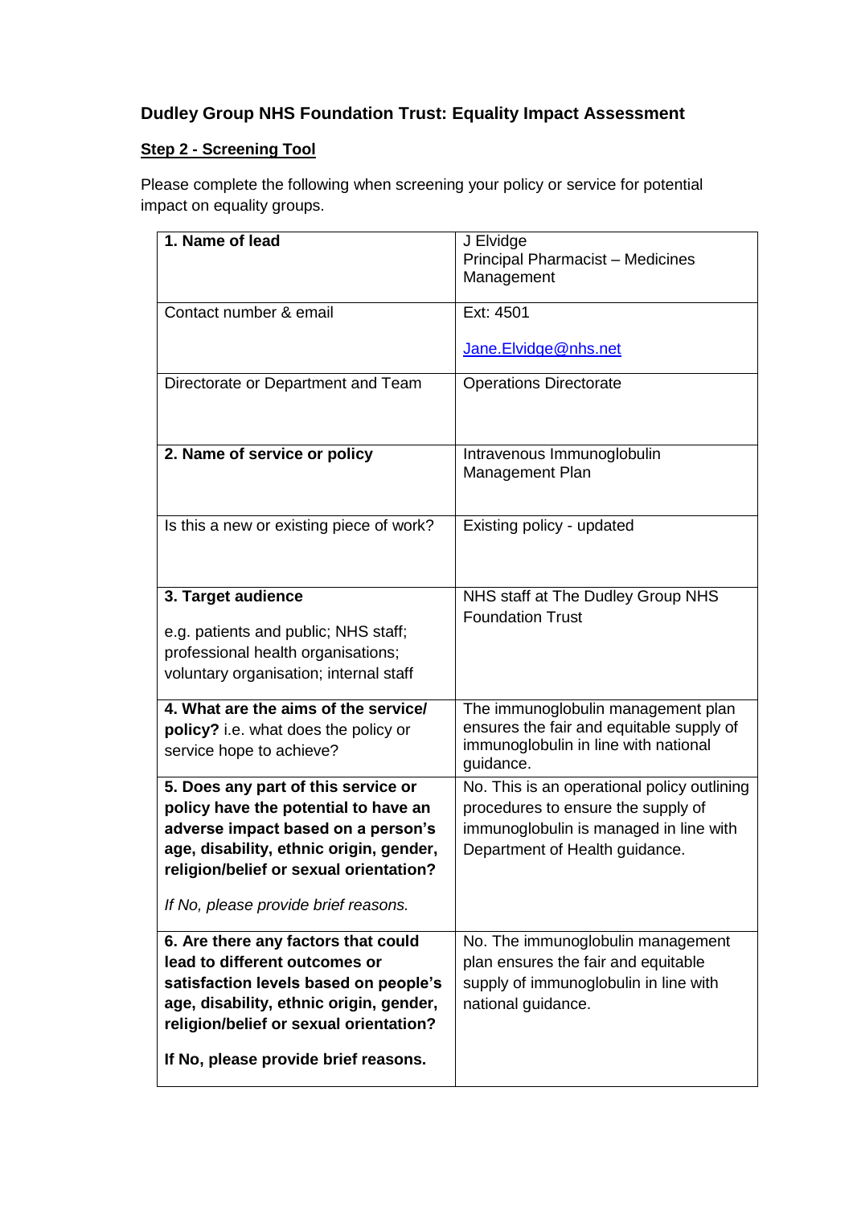# Dudley Group NHS Foundation Trust: Equality Impact Assessment

## Step 2 - Screening Tool

Please complete the following when screening your policy or service for potential impact on equality groups.

| | |
|---|---|
| **1. Name of lead** | J Elvidge<br>Principal Pharmacist – Medicines Management |
| Contact number & email | Ext: 4501<br><br>Jane.Elvidge@nhs.net |
| Directorate or Department and Team | Operations Directorate |
| **2. Name of service or policy** | Intravenous Immunoglobulin Management Plan |
| Is this a new or existing piece of work? | Existing policy - updated |
| **3. Target audience**<br><br>e.g. patients and public; NHS staff; professional health organisations; voluntary organisation; internal staff | NHS staff at The Dudley Group NHS Foundation Trust |
| **4. What are the aims of the service/ policy?** i.e. what does the policy or service hope to achieve? | The immunoglobulin management plan ensures the fair and equitable supply of immunoglobulin in line with national guidance. |
| **5. Does any part of this service or policy have the potential to have an adverse impact based on a person's age, disability, ethnic origin, gender, religion/belief or sexual orientation?**<br><br>*If No, please provide brief reasons.* | No. This is an operational policy outlining procedures to ensure the supply of immunoglobulin is managed in line with Department of Health guidance. |
| **6. Are there any factors that could lead to different outcomes or satisfaction levels based on people's age, disability, ethnic origin, gender, religion/belief or sexual orientation?**<br><br>**If No, please provide brief reasons.** | No. The immunoglobulin management plan ensures the fair and equitable supply of immunoglobulin in line with national guidance. |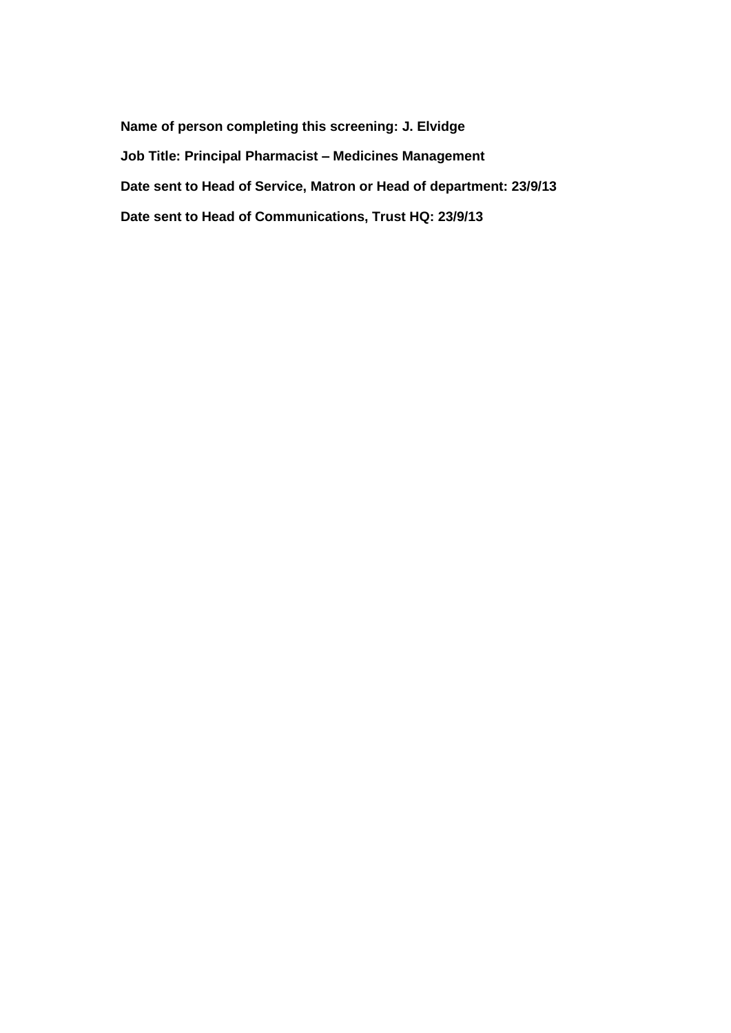**Name of person completing this screening: J. Elvidge**

**Job Title: Principal Pharmacist – Medicines Management**

**Date sent to Head of Service, Matron or Head of department: 23/9/13**

**Date sent to Head of Communications, Trust HQ: 23/9/13**